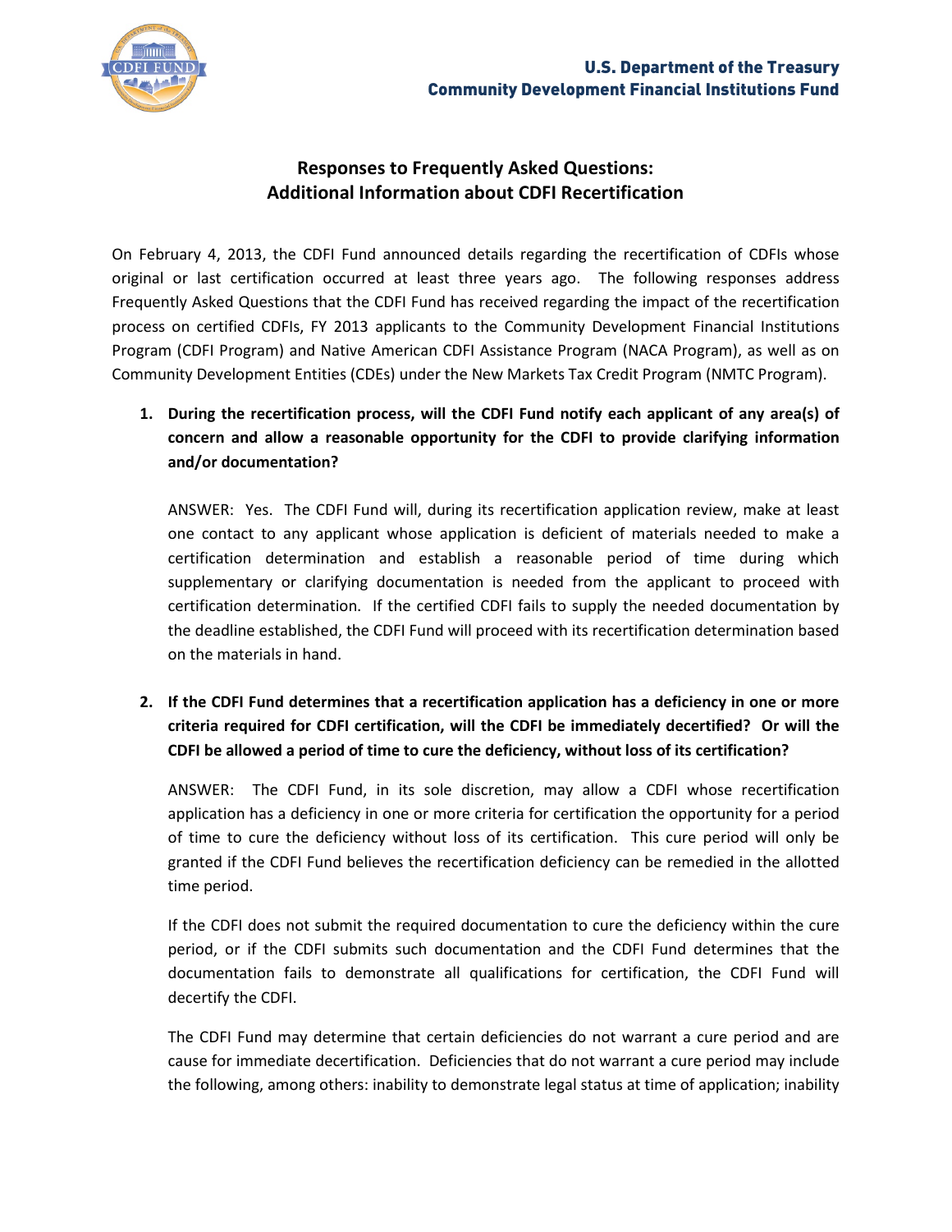U.S. Department of the Treasury
Community Development Financial Institutions Fund

# Responses to Frequently Asked Questions: Additional Information about CDFI Recertification

On February 4, 2013, the CDFI Fund announced details regarding the recertification of CDFIs whose original or last certification occurred at least three years ago. The following responses address Frequently Asked Questions that the CDFI Fund has received regarding the impact of the recertification process on certified CDFIs, FY 2013 applicants to the Community Development Financial Institutions Program (CDFI Program) and Native American CDFI Assistance Program (NACA Program), as well as on Community Development Entities (CDEs) under the New Markets Tax Credit Program (NMTC Program).

1. **During the recertification process, will the CDFI Fund notify each applicant of any area(s) of concern and allow a reasonable opportunity for the CDFI to provide clarifying information and/or documentation?**

   ANSWER: Yes. The CDFI Fund will, during its recertification application review, make at least one contact to any applicant whose application is deficient of materials needed to make a certification determination and establish a reasonable period of time during which supplementary or clarifying documentation is needed from the applicant to proceed with certification determination. If the certified CDFI fails to supply the needed documentation by the deadline established, the CDFI Fund will proceed with its recertification determination based on the materials in hand.

2. **If the CDFI Fund determines that a recertification application has a deficiency in one or more criteria required for CDFI certification, will the CDFI be immediately decertified? Or will the CDFI be allowed a period of time to cure the deficiency, without loss of its certification?**

   ANSWER: The CDFI Fund, in its sole discretion, may allow a CDFI whose recertification application has a deficiency in one or more criteria for certification the opportunity for a period of time to cure the deficiency without loss of its certification. This cure period will only be granted if the CDFI Fund believes the recertification deficiency can be remedied in the allotted time period.

   If the CDFI does not submit the required documentation to cure the deficiency within the cure period, or if the CDFI submits such documentation and the CDFI Fund determines that the documentation fails to demonstrate all qualifications for certification, the CDFI Fund will decertify the CDFI.

   The CDFI Fund may determine that certain deficiencies do not warrant a cure period and are cause for immediate decertification. Deficiencies that do not warrant a cure period may include the following, among others: inability to demonstrate legal status at time of application; inability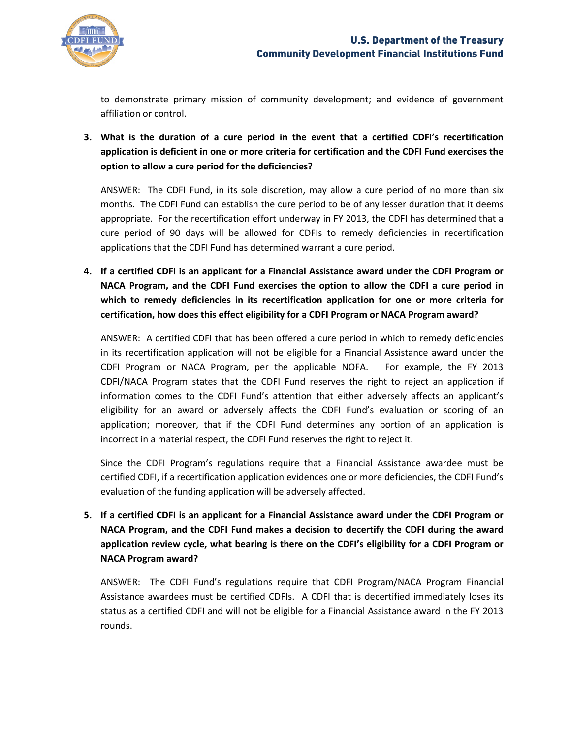to demonstrate primary mission of community development; and evidence of government affiliation or control.

**3. What is the duration of a cure period in the event that a certified CDFI's recertification application is deficient in one or more criteria for certification and the CDFI Fund exercises the option to allow a cure period for the deficiencies?**

ANSWER: The CDFI Fund, in its sole discretion, may allow a cure period of no more than six months. The CDFI Fund can establish the cure period to be of any lesser duration that it deems appropriate. For the recertification effort underway in FY 2013, the CDFI has determined that a cure period of 90 days will be allowed for CDFIs to remedy deficiencies in recertification applications that the CDFI Fund has determined warrant a cure period.

**4. If a certified CDFI is an applicant for a Financial Assistance award under the CDFI Program or NACA Program, and the CDFI Fund exercises the option to allow the CDFI a cure period in which to remedy deficiencies in its recertification application for one or more criteria for certification, how does this effect eligibility for a CDFI Program or NACA Program award?**

ANSWER: A certified CDFI that has been offered a cure period in which to remedy deficiencies in its recertification application will not be eligible for a Financial Assistance award under the CDFI Program or NACA Program, per the applicable NOFA. For example, the FY 2013 CDFI/NACA Program states that the CDFI Fund reserves the right to reject an application if information comes to the CDFI Fund's attention that either adversely affects an applicant's eligibility for an award or adversely affects the CDFI Fund's evaluation or scoring of an application; moreover, that if the CDFI Fund determines any portion of an application is incorrect in a material respect, the CDFI Fund reserves the right to reject it.

Since the CDFI Program's regulations require that a Financial Assistance awardee must be certified CDFI, if a recertification application evidences one or more deficiencies, the CDFI Fund's evaluation of the funding application will be adversely affected.

**5. If a certified CDFI is an applicant for a Financial Assistance award under the CDFI Program or NACA Program, and the CDFI Fund makes a decision to decertify the CDFI during the award application review cycle, what bearing is there on the CDFI's eligibility for a CDFI Program or NACA Program award?**

ANSWER: The CDFI Fund's regulations require that CDFI Program/NACA Program Financial Assistance awardees must be certified CDFIs. A CDFI that is decertified immediately loses its status as a certified CDFI and will not be eligible for a Financial Assistance award in the FY 2013 rounds.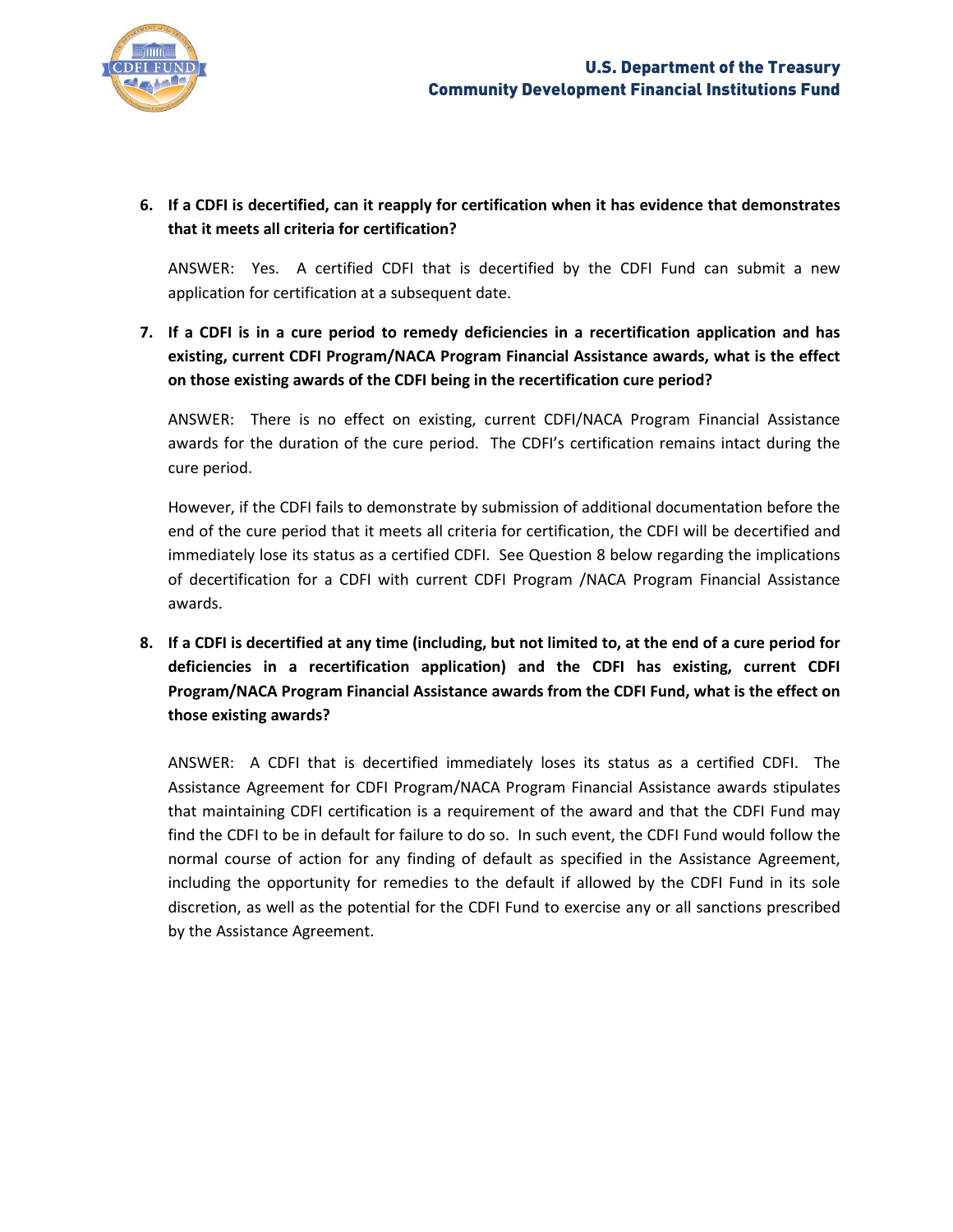6. **If a CDFI is decertified, can it reapply for certification when it has evidence that demonstrates that it meets all criteria for certification?**

   ANSWER: Yes. A certified CDFI that is decertified by the CDFI Fund can submit a new application for certification at a subsequent date.

7. **If a CDFI is in a cure period to remedy deficiencies in a recertification application and has existing, current CDFI Program/NACA Program Financial Assistance awards, what is the effect on those existing awards of the CDFI being in the recertification cure period?**

   ANSWER: There is no effect on existing, current CDFI/NACA Program Financial Assistance awards for the duration of the cure period. The CDFI's certification remains intact during the cure period.

   However, if the CDFI fails to demonstrate by submission of additional documentation before the end of the cure period that it meets all criteria for certification, the CDFI will be decertified and immediately lose its status as a certified CDFI. See Question 8 below regarding the implications of decertification for a CDFI with current CDFI Program /NACA Program Financial Assistance awards.

8. **If a CDFI is decertified at any time (including, but not limited to, at the end of a cure period for deficiencies in a recertification application) and the CDFI has existing, current CDFI Program/NACA Program Financial Assistance awards from the CDFI Fund, what is the effect on those existing awards?**

   ANSWER: A CDFI that is decertified immediately loses its status as a certified CDFI. The Assistance Agreement for CDFI Program/NACA Program Financial Assistance awards stipulates that maintaining CDFI certification is a requirement of the award and that the CDFI Fund may find the CDFI to be in default for failure to do so. In such event, the CDFI Fund would follow the normal course of action for any finding of default as specified in the Assistance Agreement, including the opportunity for remedies to the default if allowed by the CDFI Fund in its sole discretion, as well as the potential for the CDFI Fund to exercise any or all sanctions prescribed by the Assistance Agreement.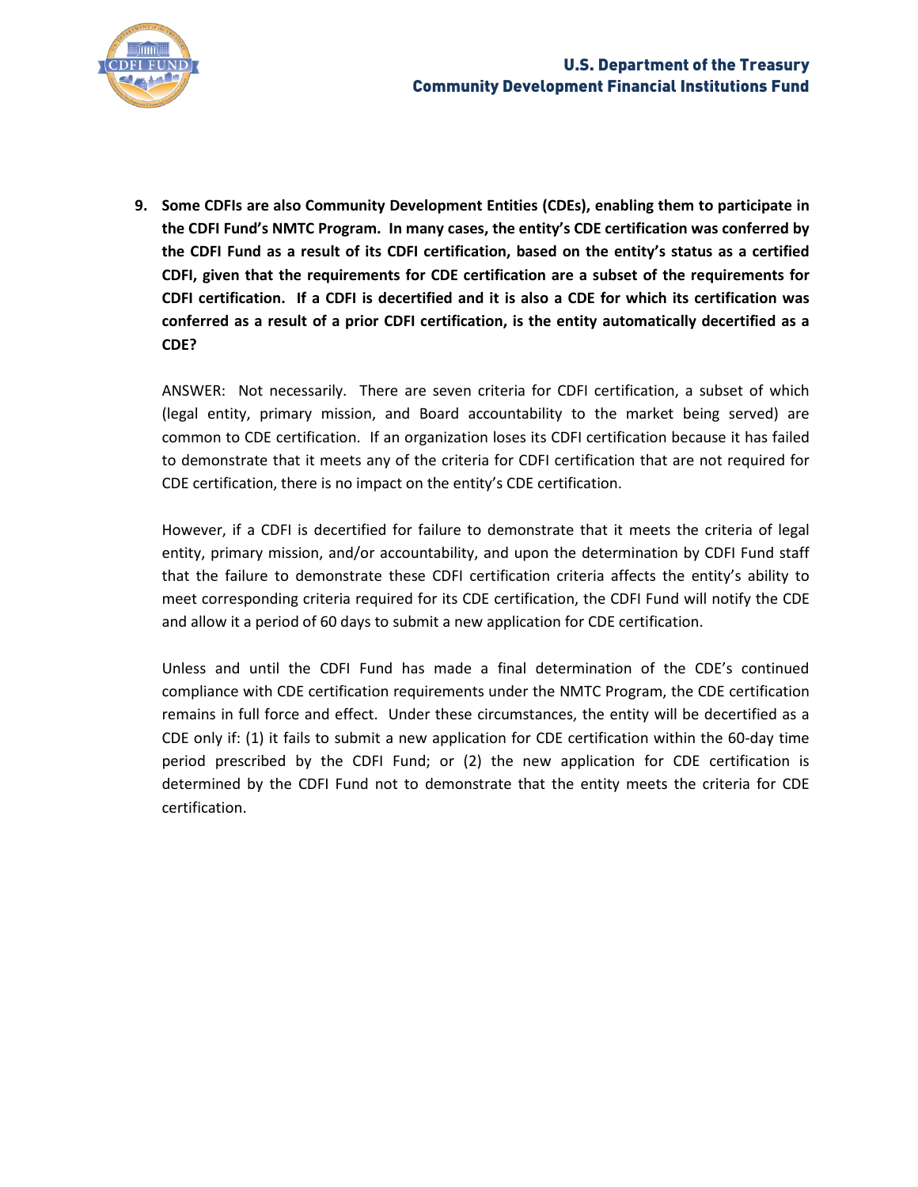9. **Some CDFIs are also Community Development Entities (CDEs), enabling them to participate in the CDFI Fund's NMTC Program. In many cases, the entity's CDE certification was conferred by the CDFI Fund as a result of its CDFI certification, based on the entity's status as a certified CDFI, given that the requirements for CDE certification are a subset of the requirements for CDFI certification. If a CDFI is decertified and it is also a CDE for which its certification was conferred as a result of a prior CDFI certification, is the entity automatically decertified as a CDE?**

   ANSWER: Not necessarily. There are seven criteria for CDFI certification, a subset of which (legal entity, primary mission, and Board accountability to the market being served) are common to CDE certification. If an organization loses its CDFI certification because it has failed to demonstrate that it meets any of the criteria for CDFI certification that are not required for CDE certification, there is no impact on the entity's CDE certification.

   However, if a CDFI is decertified for failure to demonstrate that it meets the criteria of legal entity, primary mission, and/or accountability, and upon the determination by CDFI Fund staff that the failure to demonstrate these CDFI certification criteria affects the entity's ability to meet corresponding criteria required for its CDE certification, the CDFI Fund will notify the CDE and allow it a period of 60 days to submit a new application for CDE certification.

   Unless and until the CDFI Fund has made a final determination of the CDE's continued compliance with CDE certification requirements under the NMTC Program, the CDE certification remains in full force and effect. Under these circumstances, the entity will be decertified as a CDE only if: (1) it fails to submit a new application for CDE certification within the 60-day time period prescribed by the CDFI Fund; or (2) the new application for CDE certification is determined by the CDFI Fund not to demonstrate that the entity meets the criteria for CDE certification.